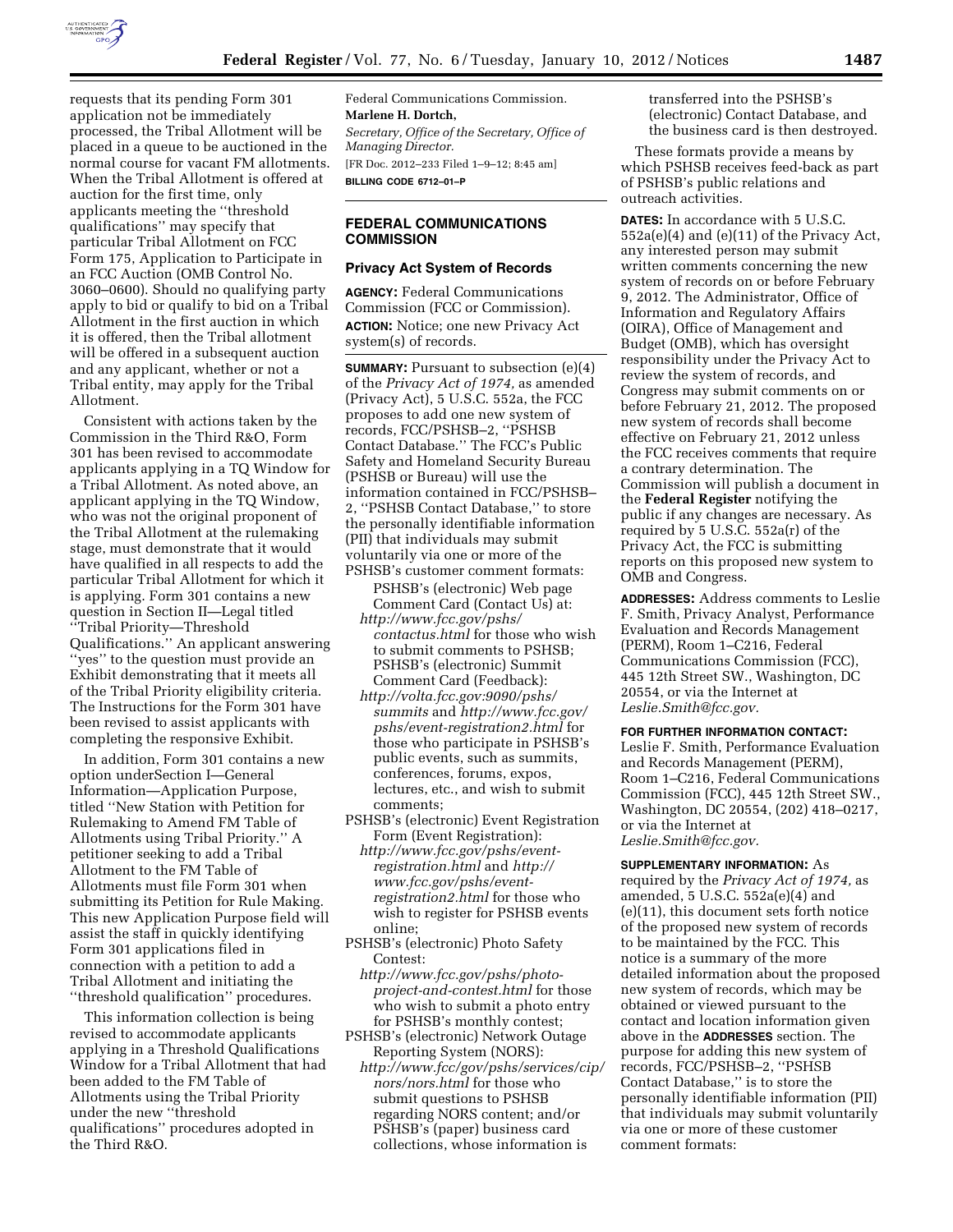requests that its pending Form 301 application not be immediately processed, the Tribal Allotment will be placed in a queue to be auctioned in the normal course for vacant FM allotments. When the Tribal Allotment is offered at auction for the first time, only applicants meeting the ''threshold qualifications'' may specify that particular Tribal Allotment on FCC Form 175, Application to Participate in an FCC Auction (OMB Control No. 3060–0600). Should no qualifying party apply to bid or qualify to bid on a Tribal Allotment in the first auction in which it is offered, then the Tribal allotment will be offered in a subsequent auction and any applicant, whether or not a Tribal entity, may apply for the Tribal Allotment.

Consistent with actions taken by the Commission in the Third R&O, Form 301 has been revised to accommodate applicants applying in a TQ Window for a Tribal Allotment. As noted above, an applicant applying in the TQ Window, who was not the original proponent of the Tribal Allotment at the rulemaking stage, must demonstrate that it would have qualified in all respects to add the particular Tribal Allotment for which it is applying. Form 301 contains a new question in Section II—Legal titled ''Tribal Priority—Threshold Qualifications.'' An applicant answering ''yes'' to the question must provide an Exhibit demonstrating that it meets all of the Tribal Priority eligibility criteria. The Instructions for the Form 301 have been revised to assist applicants with completing the responsive Exhibit.

In addition, Form 301 contains a new option underSection I—General Information—Application Purpose, titled ''New Station with Petition for Rulemaking to Amend FM Table of Allotments using Tribal Priority.'' A petitioner seeking to add a Tribal Allotment to the FM Table of Allotments must file Form 301 when submitting its Petition for Rule Making. This new Application Purpose field will assist the staff in quickly identifying Form 301 applications filed in connection with a petition to add a Tribal Allotment and initiating the ''threshold qualification'' procedures.

This information collection is being revised to accommodate applicants applying in a Threshold Qualifications Window for a Tribal Allotment that had been added to the FM Table of Allotments using the Tribal Priority under the new ''threshold qualifications'' procedures adopted in the Third R&O.

Federal Communications Commission.

**Marlene H. Dortch,**

*Secretary, Office of the Secretary, Office of Managing Director.*

[FR Doc. 2012–233 Filed 1–9–12; 8:45 am]

**BILLING CODE 6712–01–P**

## FEDERAL COMMUNICATIONS COMMISSION

### Privacy Act System of Records

**AGENCY:** Federal Communications Commission (FCC or Commission).

**ACTION:** Notice; one new Privacy Act system(s) of records.

**SUMMARY:** Pursuant to subsection (e)(4) of the *Privacy Act of 1974,* as amended (Privacy Act), 5 U.S.C. 552a, the FCC proposes to add one new system of records, FCC/PSHSB–2, ''PSHSB Contact Database.'' The FCC's Public Safety and Homeland Security Bureau (PSHSB or Bureau) will use the information contained in FCC/PSHSB–2, ''PSHSB Contact Database,'' to store the personally identifiable information (PII) that individuals may submit voluntarily via one or more of the PSHSB's customer comment formats:

PSHSB's (electronic) Web page Comment Card (Contact Us) at: *http://www.fcc.gov/pshs/contactus.html* for those who wish to submit comments to PSHSB; PSHSB's (electronic) Summit Comment Card (Feedback): *http://volta.fcc.gov:9090/pshs/summits* and *http://www.fcc.gov/pshs/event-registration2.html* for those who participate in PSHSB's public events, such as summits, conferences, forums, expos, lectures, etc., and wish to submit comments;

PSHSB's (electronic) Event Registration Form (Event Registration): *http://www.fcc.gov/pshs/event-registration.html* and *http://www.fcc.gov/pshs/event-registration2.html* for those who wish to register for PSHSB events online;

PSHSB's (electronic) Photo Safety Contest: *http://www.fcc.gov/pshs/photo-project-and-contest.html* for those who wish to submit a photo entry for PSHSB's monthly contest;

PSHSB's (electronic) Network Outage Reporting System (NORS): *http://www.fcc/gov/pshs/services/cip/nors/nors.html* for those who submit questions to PSHSB regarding NORS content; and/or PSHSB's (paper) business card collections, whose information is transferred into the PSHSB's (electronic) Contact Database, and the business card is then destroyed.

These formats provide a means by which PSHSB receives feed-back as part of PSHSB's public relations and outreach activities.

**DATES:** In accordance with 5 U.S.C. 552a(e)(4) and (e)(11) of the Privacy Act, any interested person may submit written comments concerning the new system of records on or before February 9, 2012. The Administrator, Office of Information and Regulatory Affairs (OIRA), Office of Management and Budget (OMB), which has oversight responsibility under the Privacy Act to review the system of records, and Congress may submit comments on or before February 21, 2012. The proposed new system of records shall become effective on February 21, 2012 unless the FCC receives comments that require a contrary determination. The Commission will publish a document in the **Federal Register** notifying the public if any changes are necessary. As required by 5 U.S.C. 552a(r) of the Privacy Act, the FCC is submitting reports on this proposed new system to OMB and Congress.

**ADDRESSES:** Address comments to Leslie F. Smith, Privacy Analyst, Performance Evaluation and Records Management (PERM), Room 1–C216, Federal Communications Commission (FCC), 445 12th Street SW., Washington, DC 20554, or via the Internet at *Leslie.Smith@fcc.gov.*

**FOR FURTHER INFORMATION CONTACT:** Leslie F. Smith, Performance Evaluation and Records Management (PERM), Room 1–C216, Federal Communications Commission (FCC), 445 12th Street SW., Washington, DC 20554, (202) 418–0217, or via the Internet at *Leslie.Smith@fcc.gov.*

**SUPPLEMENTARY INFORMATION:** As required by the *Privacy Act of 1974,* as amended, 5 U.S.C. 552a(e)(4) and (e)(11), this document sets forth notice of the proposed new system of records to be maintained by the FCC. This notice is a summary of the more detailed information about the proposed new system of records, which may be obtained or viewed pursuant to the contact and location information given above in the **ADDRESSES** section. The purpose for adding this new system of records, FCC/PSHSB–2, ''PSHSB Contact Database,'' is to store the personally identifiable information (PII) that individuals may submit voluntarily via one or more of these customer comment formats: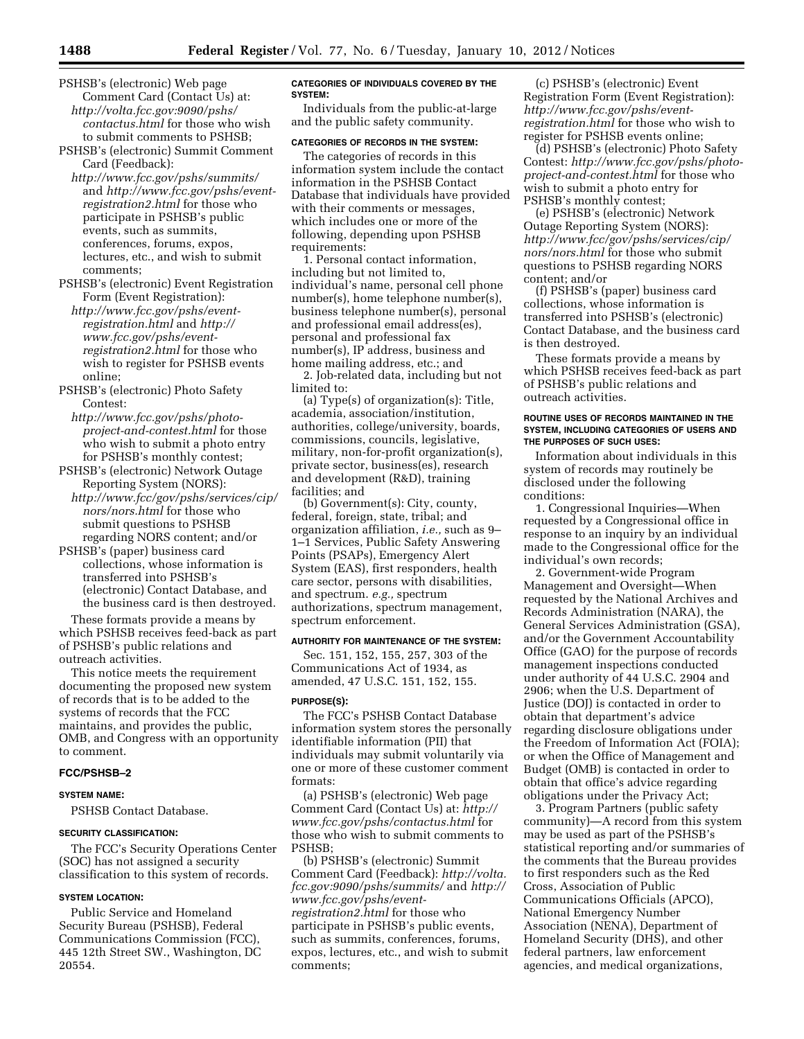PSHSB's (electronic) Web page Comment Card (Contact Us) at: *http://volta.fcc.gov:9090/pshs/contactus.html* for those who wish to submit comments to PSHSB;

PSHSB's (electronic) Summit Comment Card (Feedback): *http://www.fcc.gov/pshs/summits/* and *http://www.fcc.gov/pshs/event-registration2.html* for those who participate in PSHSB's public events, such as summits, conferences, forums, expos, lectures, etc., and wish to submit comments;

PSHSB's (electronic) Event Registration Form (Event Registration): *http://www.fcc.gov/pshs/event-registration.html* and *http://www.fcc.gov/pshs/event-registration2.html* for those who wish to register for PSHSB events online;

PSHSB's (electronic) Photo Safety Contest: *http://www.fcc.gov/pshs/photo-project-and-contest.html* for those who wish to submit a photo entry for PSHSB's monthly contest;

PSHSB's (electronic) Network Outage Reporting System (NORS): *http://www.fcc/gov/pshs/services/cip/nors/nors.html* for those who submit questions to PSHSB regarding NORS content; and/or

PSHSB's (paper) business card collections, whose information is transferred into PSHSB's (electronic) Contact Database, and the business card is then destroyed.

These formats provide a means by which PSHSB receives feed-back as part of PSHSB's public relations and outreach activities.

This notice meets the requirement documenting the proposed new system of records that is to be added to the systems of records that the FCC maintains, and provides the public, OMB, and Congress with an opportunity to comment.

## FCC/PSHSB–2

### SYSTEM NAME:

PSHSB Contact Database.

### SECURITY CLASSIFICATION:

The FCC's Security Operations Center (SOC) has not assigned a security classification to this system of records.

### SYSTEM LOCATION:

Public Service and Homeland Security Bureau (PSHSB), Federal Communications Commission (FCC), 445 12th Street SW., Washington, DC 20554.

### CATEGORIES OF INDIVIDUALS COVERED BY THE SYSTEM:

Individuals from the public-at-large and the public safety community.

### CATEGORIES OF RECORDS IN THE SYSTEM:

The categories of records in this information system include the contact information in the PSHSB Contact Database that individuals have provided with their comments or messages, which includes one or more of the following, depending upon PSHSB requirements:

1. Personal contact information, including but not limited to, individual's name, personal cell phone number(s), home telephone number(s), business telephone number(s), personal and professional email address(es), personal and professional fax number(s), IP address, business and home mailing address, etc.; and

2. Job-related data, including but not limited to:

(a) Type(s) of organization(s): Title, academia, association/institution, authorities, college/university, boards, commissions, councils, legislative, military, non-for-profit organization(s), private sector, business(es), research and development (R&D), training facilities; and

(b) Government(s): City, county, federal, foreign, state, tribal; and organization affiliation, *i.e.,* such as 9–1–1 Services, Public Safety Answering Points (PSAPs), Emergency Alert System (EAS), first responders, health care sector, persons with disabilities, and spectrum. *e.g.,* spectrum authorizations, spectrum management, spectrum enforcement.

### AUTHORITY FOR MAINTENANCE OF THE SYSTEM:

Sec. 151, 152, 155, 257, 303 of the Communications Act of 1934, as amended, 47 U.S.C. 151, 152, 155.

### PURPOSE(S):

The FCC's PSHSB Contact Database information system stores the personally identifiable information (PII) that individuals may submit voluntarily via one or more of these customer comment formats:

(a) PSHSB's (electronic) Web page Comment Card (Contact Us) at: *http://www.fcc.gov/pshs/contactus.html* for those who wish to submit comments to PSHSB;

(b) PSHSB's (electronic) Summit Comment Card (Feedback): *http://volta.fcc.gov:9090/pshs/summits/* and *http://www.fcc.gov/pshs/event-registration2.html* for those who participate in PSHSB's public events, such as summits, conferences, forums, expos, lectures, etc., and wish to submit comments;

(c) PSHSB's (electronic) Event Registration Form (Event Registration): *http://www.fcc.gov/pshs/event-registration.html* for those who wish to register for PSHSB events online;

(d) PSHSB's (electronic) Photo Safety Contest: *http://www.fcc.gov/pshs/photo-project-and-contest.html* for those who wish to submit a photo entry for PSHSB's monthly contest;

(e) PSHSB's (electronic) Network Outage Reporting System (NORS): *http://www.fcc/gov/pshs/services/cip/nors/nors.html* for those who submit questions to PSHSB regarding NORS content; and/or

(f) PSHSB's (paper) business card collections, whose information is transferred into PSHSB's (electronic) Contact Database, and the business card is then destroyed.

These formats provide a means by which PSHSB receives feed-back as part of PSHSB's public relations and outreach activities.

### ROUTINE USES OF RECORDS MAINTAINED IN THE SYSTEM, INCLUDING CATEGORIES OF USERS AND THE PURPOSES OF SUCH USES:

Information about individuals in this system of records may routinely be disclosed under the following conditions:

1. Congressional Inquiries—When requested by a Congressional office in response to an inquiry by an individual made to the Congressional office for the individual's own records;

2. Government-wide Program Management and Oversight—When requested by the National Archives and Records Administration (NARA), the General Services Administration (GSA), and/or the Government Accountability Office (GAO) for the purpose of records management inspections conducted under authority of 44 U.S.C. 2904 and 2906; when the U.S. Department of Justice (DOJ) is contacted in order to obtain that department's advice regarding disclosure obligations under the Freedom of Information Act (FOIA); or when the Office of Management and Budget (OMB) is contacted in order to obtain that office's advice regarding obligations under the Privacy Act;

3. Program Partners (public safety community)—A record from this system may be used as part of the PSHSB's statistical reporting and/or summaries of the comments that the Bureau provides to first responders such as the Red Cross, Association of Public Communications Officials (APCO), National Emergency Number Association (NENA), Department of Homeland Security (DHS), and other federal partners, law enforcement agencies, and medical organizations,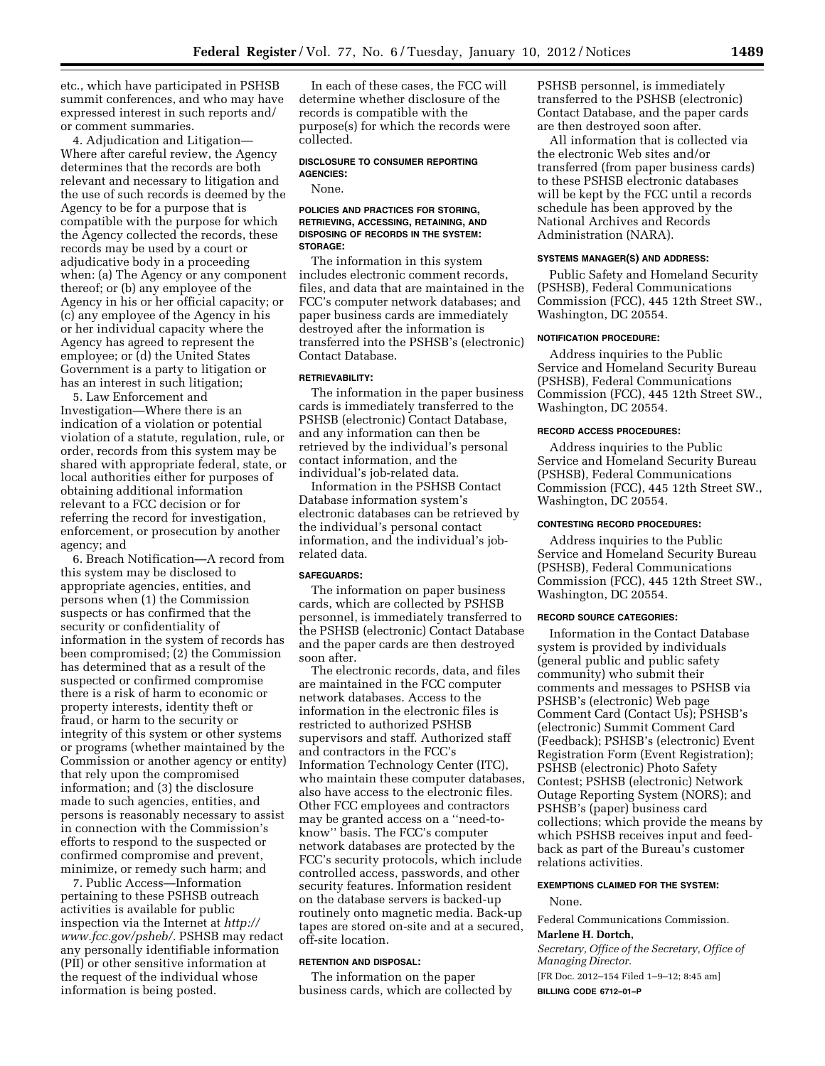etc., which have participated in PSHSB summit conferences, and who may have expressed interest in such reports and/or comment summaries.

4. Adjudication and Litigation—Where after careful review, the Agency determines that the records are both relevant and necessary to litigation and the use of such records is deemed by the Agency to be for a purpose that is compatible with the purpose for which the Agency collected the records, these records may be used by a court or adjudicative body in a proceeding when: (a) The Agency or any component thereof; or (b) any employee of the Agency in his or her official capacity; or (c) any employee of the Agency in his or her individual capacity where the Agency has agreed to represent the employee; or (d) the United States Government is a party to litigation or has an interest in such litigation;

5. Law Enforcement and Investigation—Where there is an indication of a violation or potential violation of a statute, regulation, rule, or order, records from this system may be shared with appropriate federal, state, or local authorities either for purposes of obtaining additional information relevant to a FCC decision or for referring the record for investigation, enforcement, or prosecution by another agency; and

6. Breach Notification—A record from this system may be disclosed to appropriate agencies, entities, and persons when (1) the Commission suspects or has confirmed that the security or confidentiality of information in the system of records has been compromised; (2) the Commission has determined that as a result of the suspected or confirmed compromise there is a risk of harm to economic or property interests, identity theft or fraud, or harm to the security or integrity of this system or other systems or programs (whether maintained by the Commission or another agency or entity) that rely upon the compromised information; and (3) the disclosure made to such agencies, entities, and persons is reasonably necessary to assist in connection with the Commission's efforts to respond to the suspected or confirmed compromise and prevent, minimize, or remedy such harm; and

7. Public Access—Information pertaining to these PSHSB outreach activities is available for public inspection via the Internet at *http://www.fcc.gov/psheb/*. PSHSB may redact any personally identifiable information (PII) or other sensitive information at the request of the individual whose information is being posted.

In each of these cases, the FCC will determine whether disclosure of the records is compatible with the purpose(s) for which the records were collected.

**DISCLOSURE TO CONSUMER REPORTING AGENCIES:**

None.

**POLICIES AND PRACTICES FOR STORING, RETRIEVING, ACCESSING, RETAINING, AND DISPOSING OF RECORDS IN THE SYSTEM:**

**STORAGE:**

The information in this system includes electronic comment records, files, and data that are maintained in the FCC's computer network databases; and paper business cards are immediately destroyed after the information is transferred into the PSHSB's (electronic) Contact Database.

**RETRIEVABILITY:**

The information in the paper business cards is immediately transferred to the PSHSB (electronic) Contact Database, and any information can then be retrieved by the individual's personal contact information, and the individual's job-related data.

Information in the PSHSB Contact Database information system's electronic databases can be retrieved by the individual's personal contact information, and the individual's job-related data.

**SAFEGUARDS:**

The information on paper business cards, which are collected by PSHSB personnel, is immediately transferred to the PSHSB (electronic) Contact Database and the paper cards are then destroyed soon after.

The electronic records, data, and files are maintained in the FCC computer network databases. Access to the information in the electronic files is restricted to authorized PSHSB supervisors and staff. Authorized staff and contractors in the FCC's Information Technology Center (ITC), who maintain these computer databases, also have access to the electronic files. Other FCC employees and contractors may be granted access on a ''need-to-know'' basis. The FCC's computer network databases are protected by the FCC's security protocols, which include controlled access, passwords, and other security features. Information resident on the database servers is backed-up routinely onto magnetic media. Back-up tapes are stored on-site and at a secured, off-site location.

**RETENTION AND DISPOSAL:**

The information on the paper business cards, which are collected by PSHSB personnel, is immediately transferred to the PSHSB (electronic) Contact Database, and the paper cards are then destroyed soon after.

All information that is collected via the electronic Web sites and/or transferred (from paper business cards) to these PSHSB electronic databases will be kept by the FCC until a records schedule has been approved by the National Archives and Records Administration (NARA).

**SYSTEMS MANAGER(S) AND ADDRESS:**

Public Safety and Homeland Security (PSHSB), Federal Communications Commission (FCC), 445 12th Street SW., Washington, DC 20554.

**NOTIFICATION PROCEDURE:**

Address inquiries to the Public Service and Homeland Security Bureau (PSHSB), Federal Communications Commission (FCC), 445 12th Street SW., Washington, DC 20554.

**RECORD ACCESS PROCEDURES:**

Address inquiries to the Public Service and Homeland Security Bureau (PSHSB), Federal Communications Commission (FCC), 445 12th Street SW., Washington, DC 20554.

**CONTESTING RECORD PROCEDURES:**

Address inquiries to the Public Service and Homeland Security Bureau (PSHSB), Federal Communications Commission (FCC), 445 12th Street SW., Washington, DC 20554.

**RECORD SOURCE CATEGORIES:**

Information in the Contact Database system is provided by individuals (general public and public safety community) who submit their comments and messages to PSHSB via PSHSB's (electronic) Web page Comment Card (Contact Us); PSHSB's (electronic) Summit Comment Card (Feedback); PSHSB's (electronic) Event Registration Form (Event Registration); PSHSB (electronic) Photo Safety Contest; PSHSB (electronic) Network Outage Reporting System (NORS); and PSHSB's (paper) business card collections; which provide the means by which PSHSB receives input and feed-back as part of the Bureau's customer relations activities.

**EXEMPTIONS CLAIMED FOR THE SYSTEM:**

None.

Federal Communications Commission.

**Marlene H. Dortch,**

*Secretary, Office of the Secretary, Office of Managing Director.*

[FR Doc. 2012–154 Filed 1–9–12; 8:45 am]

**BILLING CODE 6712–01–P**